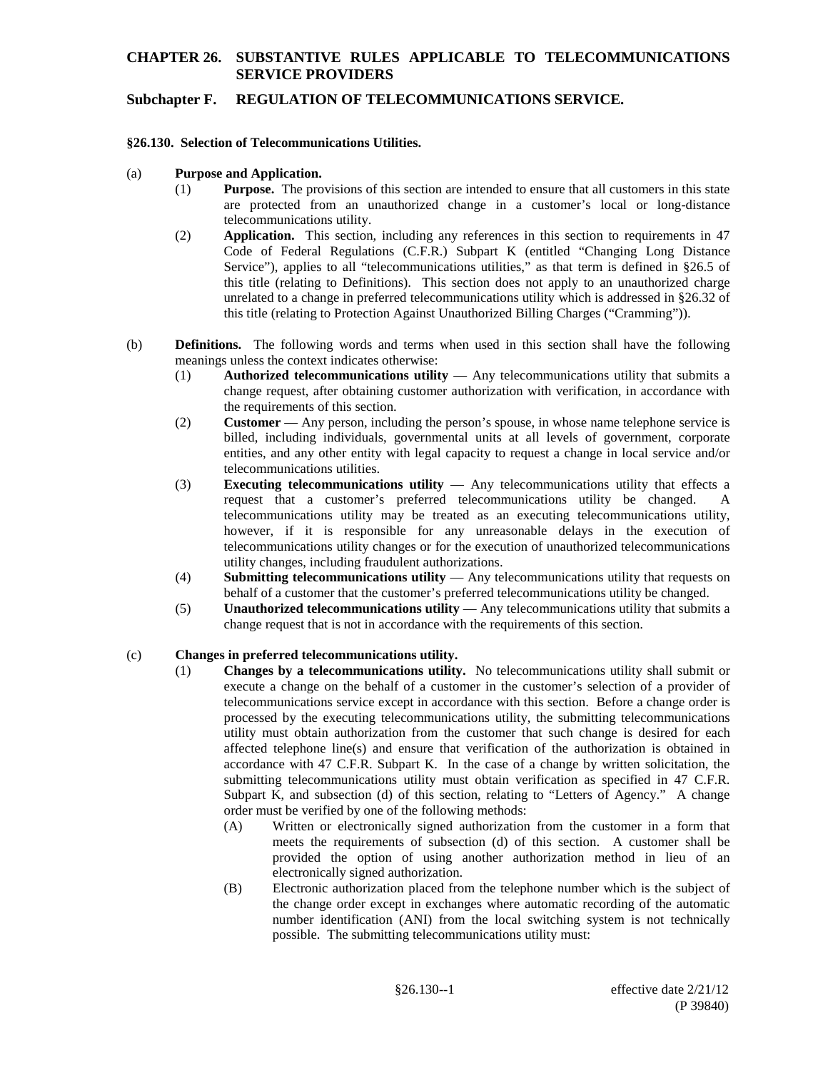# CHAPTER 26. SUBSTANTIVE RULES APPLICABLE TO TELECOMMUNICATIONS SERVICE PROVIDERS

## Subchapter F. REGULATION OF TELECOMMUNICATIONS SERVICE.

### §26.130. Selection of Telecommunications Utilities.

(a) **Purpose and Application.**

(1) **Purpose.** The provisions of this section are intended to ensure that all customers in this state are protected from an unauthorized change in a customer's local or long-distance telecommunications utility.

(2) **Application.** This section, including any references in this section to requirements in 47 Code of Federal Regulations (C.F.R.) Subpart K (entitled "Changing Long Distance Service"), applies to all "telecommunications utilities," as that term is defined in §26.5 of this title (relating to Definitions). This section does not apply to an unauthorized charge unrelated to a change in preferred telecommunications utility which is addressed in §26.32 of this title (relating to Protection Against Unauthorized Billing Charges ("Cramming")).

(b) **Definitions.** The following words and terms when used in this section shall have the following meanings unless the context indicates otherwise:

(1) **Authorized telecommunications utility** — Any telecommunications utility that submits a change request, after obtaining customer authorization with verification, in accordance with the requirements of this section.

(2) **Customer** — Any person, including the person's spouse, in whose name telephone service is billed, including individuals, governmental units at all levels of government, corporate entities, and any other entity with legal capacity to request a change in local service and/or telecommunications utilities.

(3) **Executing telecommunications utility** — Any telecommunications utility that effects a request that a customer's preferred telecommunications utility be changed. A telecommunications utility may be treated as an executing telecommunications utility, however, if it is responsible for any unreasonable delays in the execution of telecommunications utility changes or for the execution of unauthorized telecommunications utility changes, including fraudulent authorizations.

(4) **Submitting telecommunications utility** — Any telecommunications utility that requests on behalf of a customer that the customer's preferred telecommunications utility be changed.

(5) **Unauthorized telecommunications utility** — Any telecommunications utility that submits a change request that is not in accordance with the requirements of this section.

(c) **Changes in preferred telecommunications utility.**

(1) **Changes by a telecommunications utility.** No telecommunications utility shall submit or execute a change on the behalf of a customer in the customer's selection of a provider of telecommunications service except in accordance with this section. Before a change order is processed by the executing telecommunications utility, the submitting telecommunications utility must obtain authorization from the customer that such change is desired for each affected telephone line(s) and ensure that verification of the authorization is obtained in accordance with 47 C.F.R. Subpart K. In the case of a change by written solicitation, the submitting telecommunications utility must obtain verification as specified in 47 C.F.R. Subpart K, and subsection (d) of this section, relating to "Letters of Agency." A change order must be verified by one of the following methods:

(A) Written or electronically signed authorization from the customer in a form that meets the requirements of subsection (d) of this section. A customer shall be provided the option of using another authorization method in lieu of an electronically signed authorization.

(B) Electronic authorization placed from the telephone number which is the subject of the change order except in exchanges where automatic recording of the automatic number identification (ANI) from the local switching system is not technically possible. The submitting telecommunications utility must: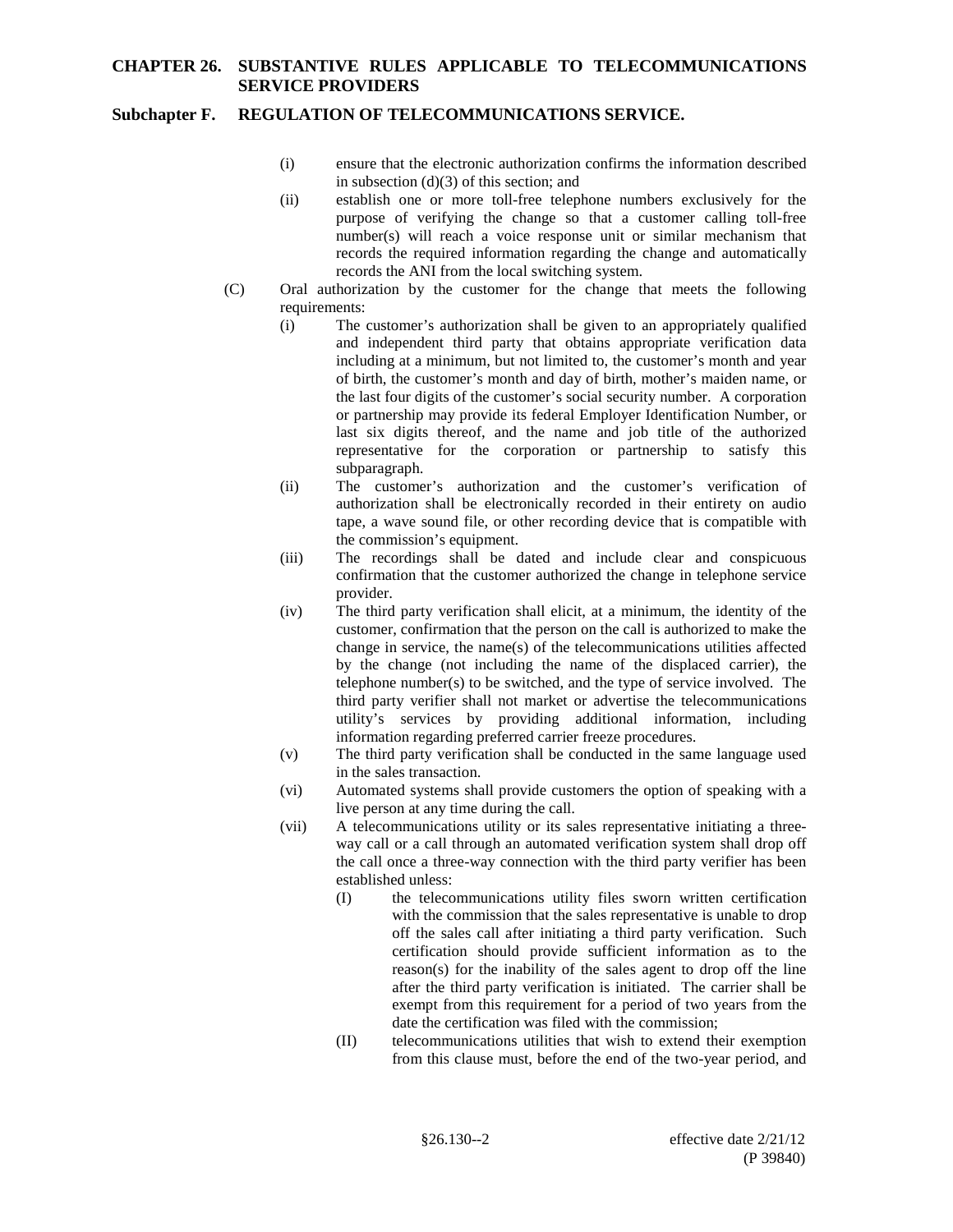(i) ensure that the electronic authorization confirms the information described in subsection (d)(3) of this section; and

(ii) establish one or more toll-free telephone numbers exclusively for the purpose of verifying the change so that a customer calling toll-free number(s) will reach a voice response unit or similar mechanism that records the required information regarding the change and automatically records the ANI from the local switching system.

(C) Oral authorization by the customer for the change that meets the following requirements:

(i) The customer's authorization shall be given to an appropriately qualified and independent third party that obtains appropriate verification data including at a minimum, but not limited to, the customer's month and year of birth, the customer's month and day of birth, mother's maiden name, or the last four digits of the customer's social security number. A corporation or partnership may provide its federal Employer Identification Number, or last six digits thereof, and the name and job title of the authorized representative for the corporation or partnership to satisfy this subparagraph.

(ii) The customer's authorization and the customer's verification of authorization shall be electronically recorded in their entirety on audio tape, a wave sound file, or other recording device that is compatible with the commission's equipment.

(iii) The recordings shall be dated and include clear and conspicuous confirmation that the customer authorized the change in telephone service provider.

(iv) The third party verification shall elicit, at a minimum, the identity of the customer, confirmation that the person on the call is authorized to make the change in service, the name(s) of the telecommunications utilities affected by the change (not including the name of the displaced carrier), the telephone number(s) to be switched, and the type of service involved. The third party verifier shall not market or advertise the telecommunications utility's services by providing additional information, including information regarding preferred carrier freeze procedures.

(v) The third party verification shall be conducted in the same language used in the sales transaction.

(vi) Automated systems shall provide customers the option of speaking with a live person at any time during the call.

(vii) A telecommunications utility or its sales representative initiating a three-way call or a call through an automated verification system shall drop off the call once a three-way connection with the third party verifier has been established unless:

(I) the telecommunications utility files sworn written certification with the commission that the sales representative is unable to drop off the sales call after initiating a third party verification. Such certification should provide sufficient information as to the reason(s) for the inability of the sales agent to drop off the line after the third party verification is initiated. The carrier shall be exempt from this requirement for a period of two years from the date the certification was filed with the commission;

(II) telecommunications utilities that wish to extend their exemption from this clause must, before the end of the two-year period, and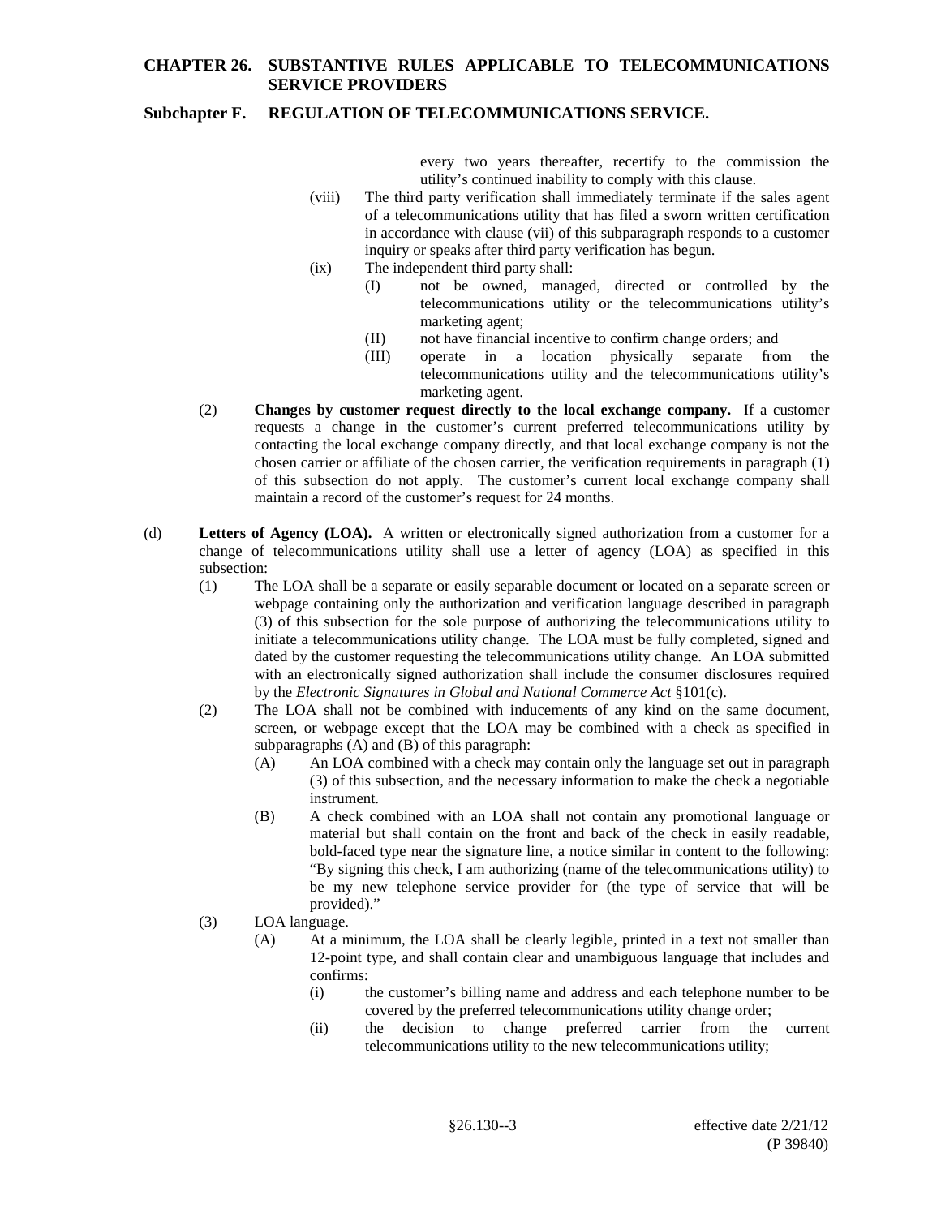every two years thereafter, recertify to the commission the utility's continued inability to comply with this clause.

(viii) The third party verification shall immediately terminate if the sales agent of a telecommunications utility that has filed a sworn written certification in accordance with clause (vii) of this subparagraph responds to a customer inquiry or speaks after third party verification has begun.

(ix) The independent third party shall:

(I) not be owned, managed, directed or controlled by the telecommunications utility or the telecommunications utility's marketing agent;

(II) not have financial incentive to confirm change orders; and

(III) operate in a location physically separate from the telecommunications utility and the telecommunications utility's marketing agent.

(2) **Changes by customer request directly to the local exchange company.** If a customer requests a change in the customer's current preferred telecommunications utility by contacting the local exchange company directly, and that local exchange company is not the chosen carrier or affiliate of the chosen carrier, the verification requirements in paragraph (1) of this subsection do not apply. The customer's current local exchange company shall maintain a record of the customer's request for 24 months.

(d) **Letters of Agency (LOA).** A written or electronically signed authorization from a customer for a change of telecommunications utility shall use a letter of agency (LOA) as specified in this subsection:

(1) The LOA shall be a separate or easily separable document or located on a separate screen or webpage containing only the authorization and verification language described in paragraph (3) of this subsection for the sole purpose of authorizing the telecommunications utility to initiate a telecommunications utility change. The LOA must be fully completed, signed and dated by the customer requesting the telecommunications utility change. An LOA submitted with an electronically signed authorization shall include the consumer disclosures required by the *Electronic Signatures in Global and National Commerce Act* §101(c).

(2) The LOA shall not be combined with inducements of any kind on the same document, screen, or webpage except that the LOA may be combined with a check as specified in subparagraphs (A) and (B) of this paragraph:

(A) An LOA combined with a check may contain only the language set out in paragraph (3) of this subsection, and the necessary information to make the check a negotiable instrument.

(B) A check combined with an LOA shall not contain any promotional language or material but shall contain on the front and back of the check in easily readable, bold-faced type near the signature line, a notice similar in content to the following: "By signing this check, I am authorizing (name of the telecommunications utility) to be my new telephone service provider for (the type of service that will be provided)."

(3) LOA language.

(A) At a minimum, the LOA shall be clearly legible, printed in a text not smaller than 12-point type, and shall contain clear and unambiguous language that includes and confirms:

(i) the customer's billing name and address and each telephone number to be covered by the preferred telecommunications utility change order;

(ii) the decision to change preferred carrier from the current telecommunications utility to the new telecommunications utility;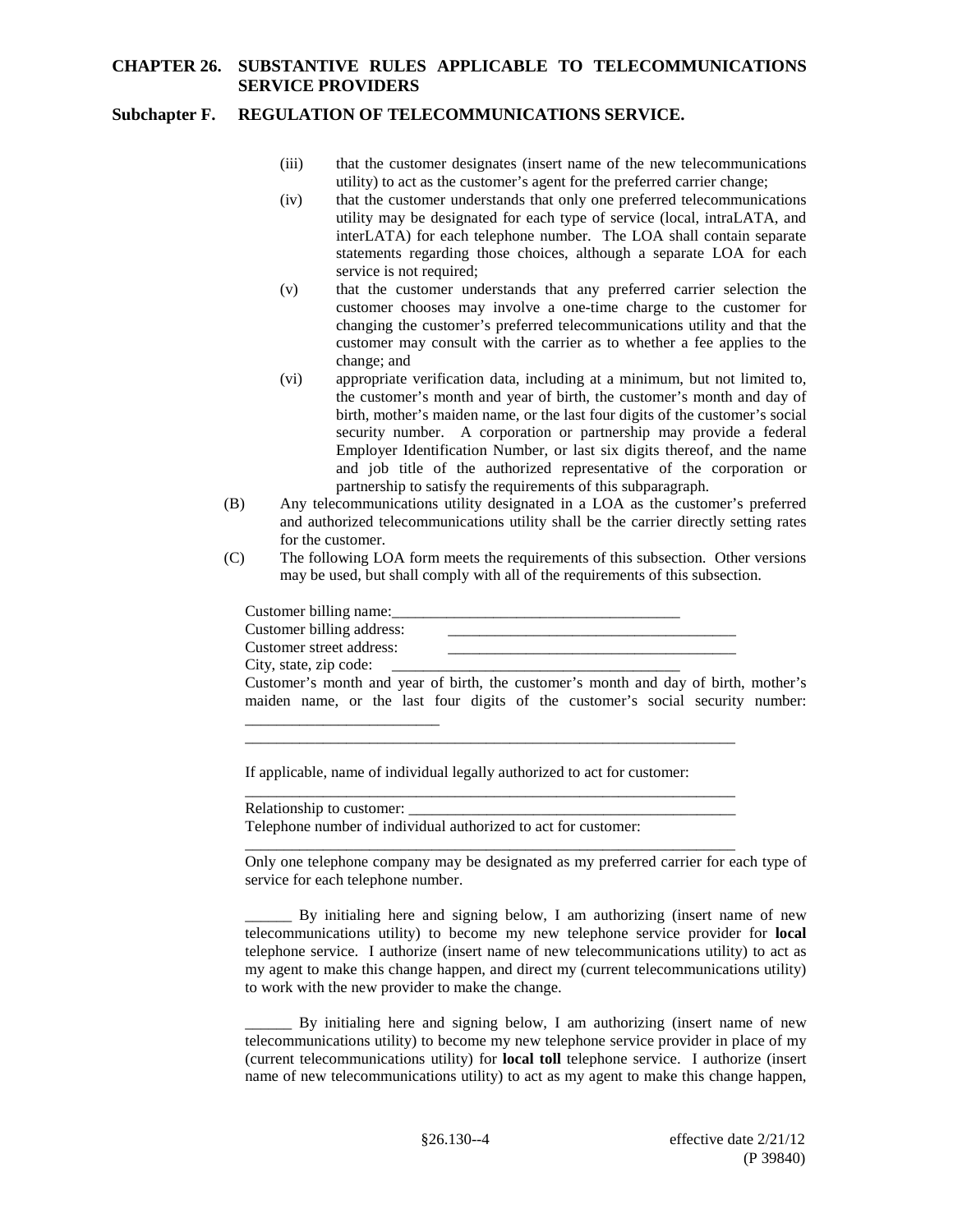(iii) that the customer designates (insert name of the new telecommunications utility) to act as the customer's agent for the preferred carrier change;

(iv) that the customer understands that only one preferred telecommunications utility may be designated for each type of service (local, intraLATA, and interLATA) for each telephone number. The LOA shall contain separate statements regarding those choices, although a separate LOA for each service is not required;

(v) that the customer understands that any preferred carrier selection the customer chooses may involve a one-time charge to the customer for changing the customer's preferred telecommunications utility and that the customer may consult with the carrier as to whether a fee applies to the change; and

(vi) appropriate verification data, including at a minimum, but not limited to, the customer's month and year of birth, the customer's month and day of birth, mother's maiden name, or the last four digits of the customer's social security number. A corporation or partnership may provide a federal Employer Identification Number, or last six digits thereof, and the name and job title of the authorized representative of the corporation or partnership to satisfy the requirements of this subparagraph.

(B) Any telecommunications utility designated in a LOA as the customer's preferred and authorized telecommunications utility shall be the carrier directly setting rates for the customer.

(C) The following LOA form meets the requirements of this subsection. Other versions may be used, but shall comply with all of the requirements of this subsection.

Customer billing name:_____________________________________

Customer billing address: _____________________________________

Customer street address: _____________________________________

City, state, zip code: _____________________________________

Customer's month and year of birth, the customer's month and day of birth, mother's maiden name, or the last four digits of the customer's social security number: ________________________

_________________________________________________________________

If applicable, name of individual legally authorized to act for customer:

_________________________________________________________________

Relationship to customer: ___________________________________________

Telephone number of individual authorized to act for customer:

_________________________________________________________________

Only one telephone company may be designated as my preferred carrier for each type of service for each telephone number.

______ By initialing here and signing below, I am authorizing (insert name of new telecommunications utility) to become my new telephone service provider for **local** telephone service. I authorize (insert name of new telecommunications utility) to act as my agent to make this change happen, and direct my (current telecommunications utility) to work with the new provider to make the change.

______ By initialing here and signing below, I am authorizing (insert name of new telecommunications utility) to become my new telephone service provider in place of my (current telecommunications utility) for **local toll** telephone service. I authorize (insert name of new telecommunications utility) to act as my agent to make this change happen,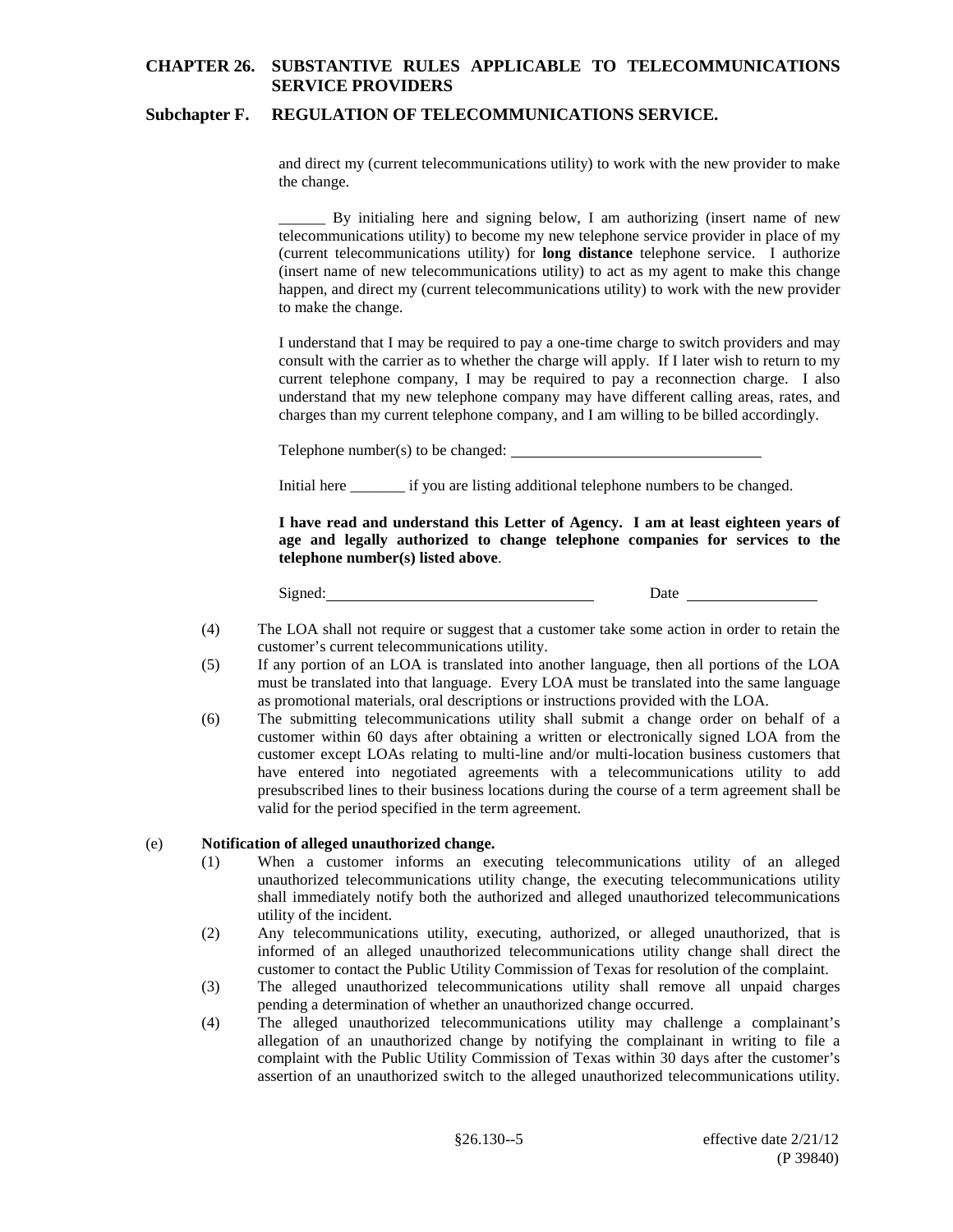and direct my (current telecommunications utility) to work with the new provider to make the change.

______ By initialing here and signing below, I am authorizing (insert name of new telecommunications utility) to become my new telephone service provider in place of my (current telecommunications utility) for **long distance** telephone service. I authorize (insert name of new telecommunications utility) to act as my agent to make this change happen, and direct my (current telecommunications utility) to work with the new provider to make the change.

I understand that I may be required to pay a one-time charge to switch providers and may consult with the carrier as to whether the charge will apply. If I later wish to return to my current telephone company, I may be required to pay a reconnection charge. I also understand that my new telephone company may have different calling areas, rates, and charges than my current telephone company, and I am willing to be billed accordingly.

Telephone number(s) to be changed: ________________________________

Initial here _______ if you are listing additional telephone numbers to be changed.

**I have read and understand this Letter of Agency. I am at least eighteen years of age and legally authorized to change telephone companies for services to the telephone number(s) listed above**.

Signed:__________________________________ Date _________________

(4) The LOA shall not require or suggest that a customer take some action in order to retain the customer's current telecommunications utility.

(5) If any portion of an LOA is translated into another language, then all portions of the LOA must be translated into that language. Every LOA must be translated into the same language as promotional materials, oral descriptions or instructions provided with the LOA.

(6) The submitting telecommunications utility shall submit a change order on behalf of a customer within 60 days after obtaining a written or electronically signed LOA from the customer except LOAs relating to multi-line and/or multi-location business customers that have entered into negotiated agreements with a telecommunications utility to add presubscribed lines to their business locations during the course of a term agreement shall be valid for the period specified in the term agreement.

(e) **Notification of alleged unauthorized change.**

(1) When a customer informs an executing telecommunications utility of an alleged unauthorized telecommunications utility change, the executing telecommunications utility shall immediately notify both the authorized and alleged unauthorized telecommunications utility of the incident.

(2) Any telecommunications utility, executing, authorized, or alleged unauthorized, that is informed of an alleged unauthorized telecommunications utility change shall direct the customer to contact the Public Utility Commission of Texas for resolution of the complaint.

(3) The alleged unauthorized telecommunications utility shall remove all unpaid charges pending a determination of whether an unauthorized change occurred.

(4) The alleged unauthorized telecommunications utility may challenge a complainant's allegation of an unauthorized change by notifying the complainant in writing to file a complaint with the Public Utility Commission of Texas within 30 days after the customer's assertion of an unauthorized switch to the alleged unauthorized telecommunications utility.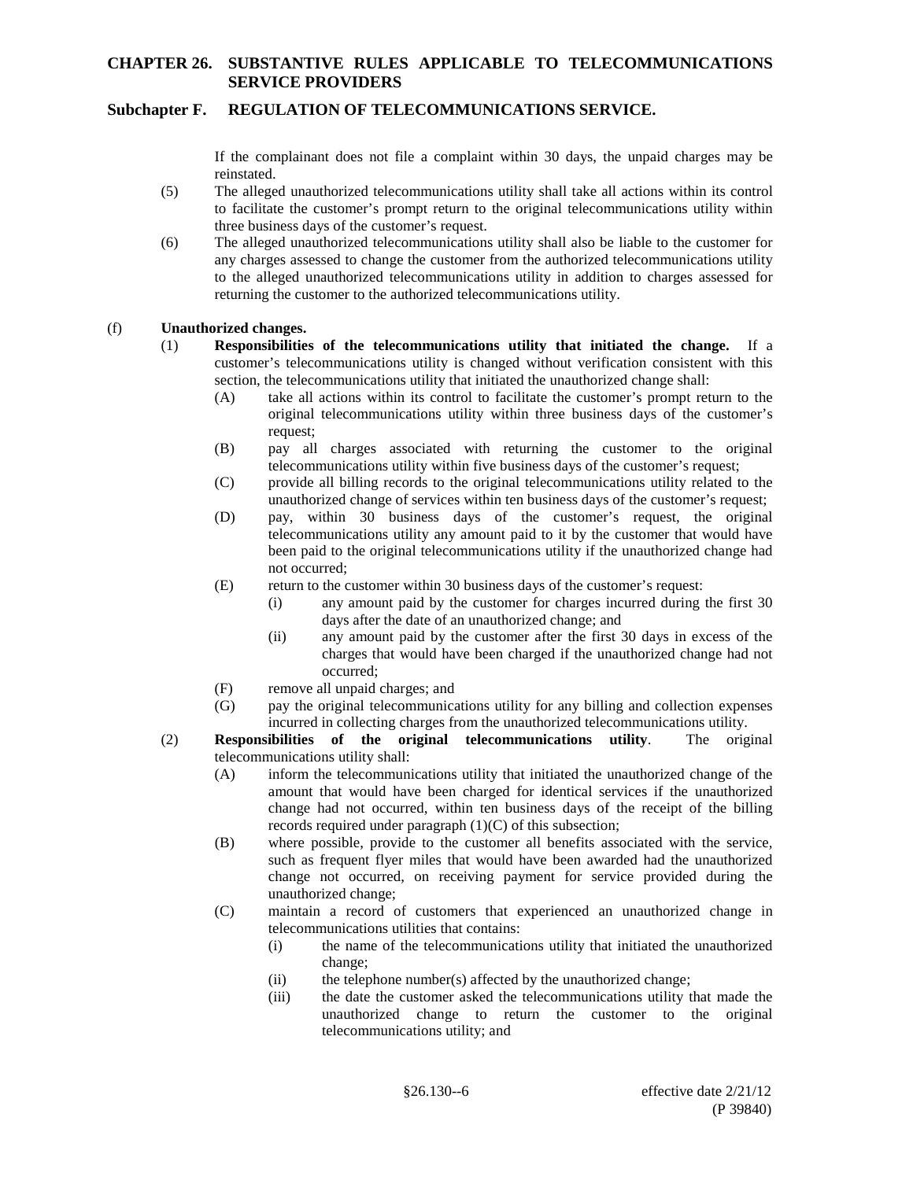If the complainant does not file a complaint within 30 days, the unpaid charges may be reinstated.

(5) The alleged unauthorized telecommunications utility shall take all actions within its control to facilitate the customer's prompt return to the original telecommunications utility within three business days of the customer's request.

(6) The alleged unauthorized telecommunications utility shall also be liable to the customer for any charges assessed to change the customer from the authorized telecommunications utility to the alleged unauthorized telecommunications utility in addition to charges assessed for returning the customer to the authorized telecommunications utility.

(f) **Unauthorized changes.**

(1) **Responsibilities of the telecommunications utility that initiated the change.** If a customer's telecommunications utility is changed without verification consistent with this section, the telecommunications utility that initiated the unauthorized change shall:

(A) take all actions within its control to facilitate the customer's prompt return to the original telecommunications utility within three business days of the customer's request;

(B) pay all charges associated with returning the customer to the original telecommunications utility within five business days of the customer's request;

(C) provide all billing records to the original telecommunications utility related to the unauthorized change of services within ten business days of the customer's request;

(D) pay, within 30 business days of the customer's request, the original telecommunications utility any amount paid to it by the customer that would have been paid to the original telecommunications utility if the unauthorized change had not occurred;

(E) return to the customer within 30 business days of the customer's request:

(i) any amount paid by the customer for charges incurred during the first 30 days after the date of an unauthorized change; and

(ii) any amount paid by the customer after the first 30 days in excess of the charges that would have been charged if the unauthorized change had not occurred;

(F) remove all unpaid charges; and

(G) pay the original telecommunications utility for any billing and collection expenses incurred in collecting charges from the unauthorized telecommunications utility.

(2) **Responsibilities of the original telecommunications utility**. The original telecommunications utility shall:

(A) inform the telecommunications utility that initiated the unauthorized change of the amount that would have been charged for identical services if the unauthorized change had not occurred, within ten business days of the receipt of the billing records required under paragraph (1)(C) of this subsection;

(B) where possible, provide to the customer all benefits associated with the service, such as frequent flyer miles that would have been awarded had the unauthorized change not occurred, on receiving payment for service provided during the unauthorized change;

(C) maintain a record of customers that experienced an unauthorized change in telecommunications utilities that contains:

(i) the name of the telecommunications utility that initiated the unauthorized change;

(ii) the telephone number(s) affected by the unauthorized change;

(iii) the date the customer asked the telecommunications utility that made the unauthorized change to return the customer to the original telecommunications utility; and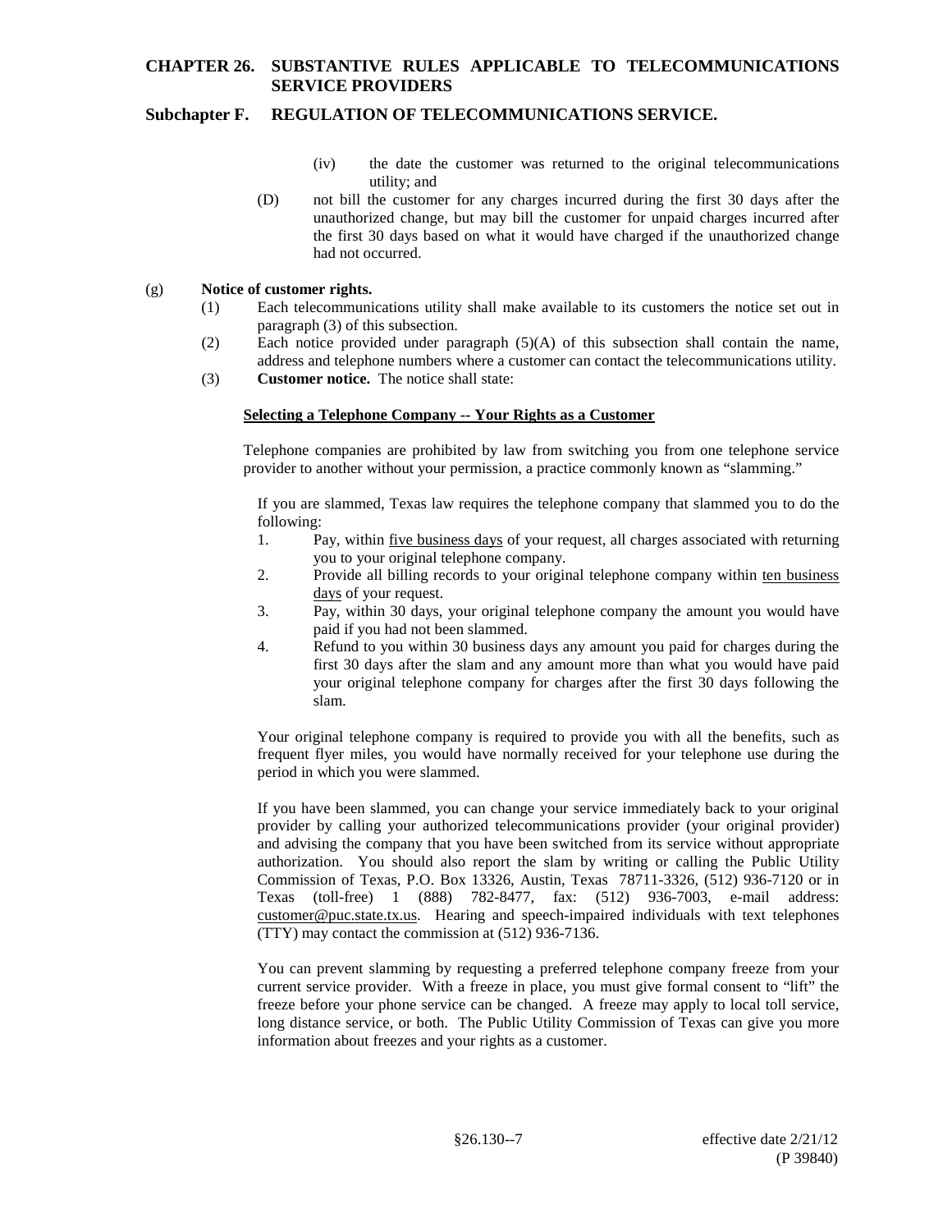(iv) the date the customer was returned to the original telecommunications utility; and

(D) not bill the customer for any charges incurred during the first 30 days after the unauthorized change, but may bill the customer for unpaid charges incurred after the first 30 days based on what it would have charged if the unauthorized change had not occurred.

(g) **Notice of customer rights.**

(1) Each telecommunications utility shall make available to its customers the notice set out in paragraph (3) of this subsection.

(2) Each notice provided under paragraph (5)(A) of this subsection shall contain the name, address and telephone numbers where a customer can contact the telecommunications utility.

(3) **Customer notice.** The notice shall state:

**Selecting a Telephone Company -- Your Rights as a Customer**

Telephone companies are prohibited by law from switching you from one telephone service provider to another without your permission, a practice commonly known as "slamming."

If you are slammed, Texas law requires the telephone company that slammed you to do the following:

1. Pay, within five business days of your request, all charges associated with returning you to your original telephone company.
2. Provide all billing records to your original telephone company within ten business days of your request.
3. Pay, within 30 days, your original telephone company the amount you would have paid if you had not been slammed.
4. Refund to you within 30 business days any amount you paid for charges during the first 30 days after the slam and any amount more than what you would have paid your original telephone company for charges after the first 30 days following the slam.

Your original telephone company is required to provide you with all the benefits, such as frequent flyer miles, you would have normally received for your telephone use during the period in which you were slammed.

If you have been slammed, you can change your service immediately back to your original provider by calling your authorized telecommunications provider (your original provider) and advising the company that you have been switched from its service without appropriate authorization. You should also report the slam by writing or calling the Public Utility Commission of Texas, P.O. Box 13326, Austin, Texas 78711-3326, (512) 936-7120 or in Texas (toll-free) 1 (888) 782-8477, fax: (512) 936-7003, e-mail address: customer@puc.state.tx.us. Hearing and speech-impaired individuals with text telephones (TTY) may contact the commission at (512) 936-7136.

You can prevent slamming by requesting a preferred telephone company freeze from your current service provider. With a freeze in place, you must give formal consent to "lift" the freeze before your phone service can be changed. A freeze may apply to local toll service, long distance service, or both. The Public Utility Commission of Texas can give you more information about freezes and your rights as a customer.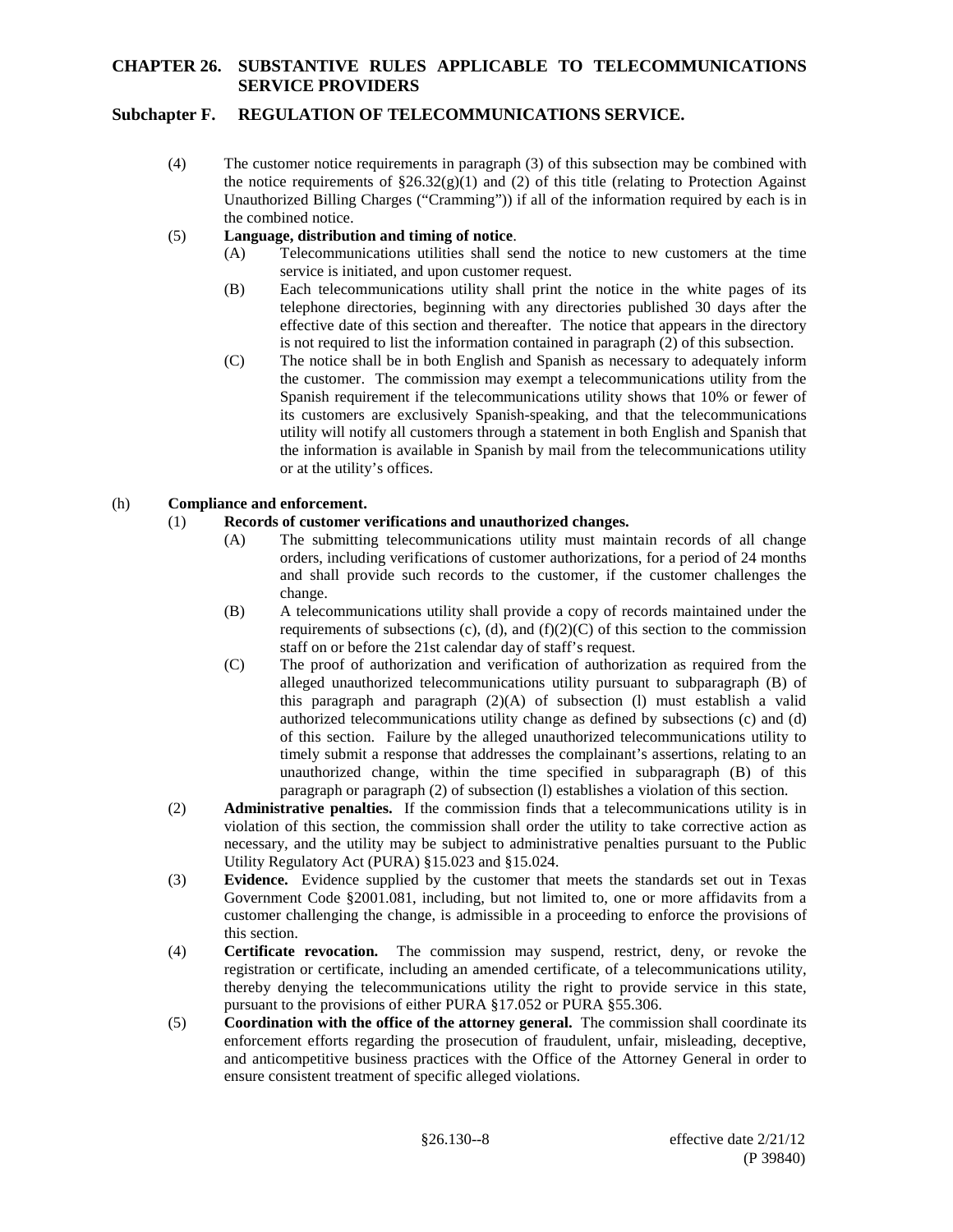(4) The customer notice requirements in paragraph (3) of this subsection may be combined with the notice requirements of §26.32(g)(1) and (2) of this title (relating to Protection Against Unauthorized Billing Charges ("Cramming")) if all of the information required by each is in the combined notice.

(5) **Language, distribution and timing of notice**.

(A) Telecommunications utilities shall send the notice to new customers at the time service is initiated, and upon customer request.

(B) Each telecommunications utility shall print the notice in the white pages of its telephone directories, beginning with any directories published 30 days after the effective date of this section and thereafter. The notice that appears in the directory is not required to list the information contained in paragraph (2) of this subsection.

(C) The notice shall be in both English and Spanish as necessary to adequately inform the customer. The commission may exempt a telecommunications utility from the Spanish requirement if the telecommunications utility shows that 10% or fewer of its customers are exclusively Spanish-speaking, and that the telecommunications utility will notify all customers through a statement in both English and Spanish that the information is available in Spanish by mail from the telecommunications utility or at the utility's offices.

(h) **Compliance and enforcement.**

(1) **Records of customer verifications and unauthorized changes.**

(A) The submitting telecommunications utility must maintain records of all change orders, including verifications of customer authorizations, for a period of 24 months and shall provide such records to the customer, if the customer challenges the change.

(B) A telecommunications utility shall provide a copy of records maintained under the requirements of subsections (c), (d), and (f)(2)(C) of this section to the commission staff on or before the 21st calendar day of staff's request.

(C) The proof of authorization and verification of authorization as required from the alleged unauthorized telecommunications utility pursuant to subparagraph (B) of this paragraph and paragraph (2)(A) of subsection (l) must establish a valid authorized telecommunications utility change as defined by subsections (c) and (d) of this section. Failure by the alleged unauthorized telecommunications utility to timely submit a response that addresses the complainant's assertions, relating to an unauthorized change, within the time specified in subparagraph (B) of this paragraph or paragraph (2) of subsection (l) establishes a violation of this section.

(2) **Administrative penalties.** If the commission finds that a telecommunications utility is in violation of this section, the commission shall order the utility to take corrective action as necessary, and the utility may be subject to administrative penalties pursuant to the Public Utility Regulatory Act (PURA) §15.023 and §15.024.

(3) **Evidence.** Evidence supplied by the customer that meets the standards set out in Texas Government Code §2001.081, including, but not limited to, one or more affidavits from a customer challenging the change, is admissible in a proceeding to enforce the provisions of this section.

(4) **Certificate revocation.** The commission may suspend, restrict, deny, or revoke the registration or certificate, including an amended certificate, of a telecommunications utility, thereby denying the telecommunications utility the right to provide service in this state, pursuant to the provisions of either PURA §17.052 or PURA §55.306.

(5) **Coordination with the office of the attorney general.** The commission shall coordinate its enforcement efforts regarding the prosecution of fraudulent, unfair, misleading, deceptive, and anticompetitive business practices with the Office of the Attorney General in order to ensure consistent treatment of specific alleged violations.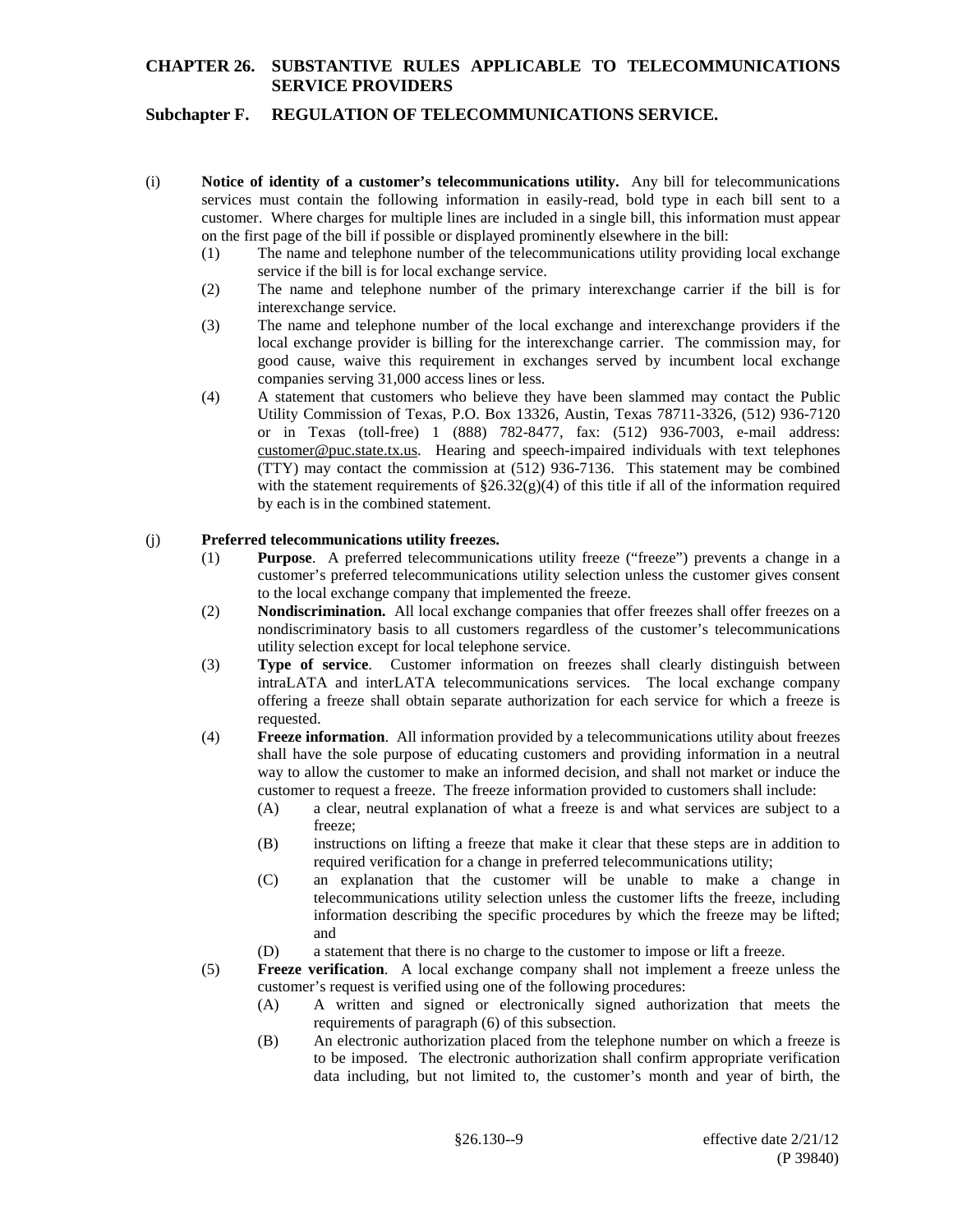(i) **Notice of identity of a customer's telecommunications utility.** Any bill for telecommunications services must contain the following information in easily-read, bold type in each bill sent to a customer. Where charges for multiple lines are included in a single bill, this information must appear on the first page of the bill if possible or displayed prominently elsewhere in the bill:

(1) The name and telephone number of the telecommunications utility providing local exchange service if the bill is for local exchange service.

(2) The name and telephone number of the primary interexchange carrier if the bill is for interexchange service.

(3) The name and telephone number of the local exchange and interexchange providers if the local exchange provider is billing for the interexchange carrier. The commission may, for good cause, waive this requirement in exchanges served by incumbent local exchange companies serving 31,000 access lines or less.

(4) A statement that customers who believe they have been slammed may contact the Public Utility Commission of Texas, P.O. Box 13326, Austin, Texas 78711-3326, (512) 936-7120 or in Texas (toll-free) 1 (888) 782-8477, fax: (512) 936-7003, e-mail address: customer@puc.state.tx.us. Hearing and speech-impaired individuals with text telephones (TTY) may contact the commission at (512) 936-7136. This statement may be combined with the statement requirements of §26.32(g)(4) of this title if all of the information required by each is in the combined statement.

(j) **Preferred telecommunications utility freezes.**

(1) **Purpose**. A preferred telecommunications utility freeze ("freeze") prevents a change in a customer's preferred telecommunications utility selection unless the customer gives consent to the local exchange company that implemented the freeze.

(2) **Nondiscrimination.** All local exchange companies that offer freezes shall offer freezes on a nondiscriminatory basis to all customers regardless of the customer's telecommunications utility selection except for local telephone service.

(3) **Type of service**. Customer information on freezes shall clearly distinguish between intraLATA and interLATA telecommunications services. The local exchange company offering a freeze shall obtain separate authorization for each service for which a freeze is requested.

(4) **Freeze information**. All information provided by a telecommunications utility about freezes shall have the sole purpose of educating customers and providing information in a neutral way to allow the customer to make an informed decision, and shall not market or induce the customer to request a freeze. The freeze information provided to customers shall include:

(A) a clear, neutral explanation of what a freeze is and what services are subject to a freeze;

(B) instructions on lifting a freeze that make it clear that these steps are in addition to required verification for a change in preferred telecommunications utility;

(C) an explanation that the customer will be unable to make a change in telecommunications utility selection unless the customer lifts the freeze, including information describing the specific procedures by which the freeze may be lifted; and

(D) a statement that there is no charge to the customer to impose or lift a freeze.

(5) **Freeze verification**. A local exchange company shall not implement a freeze unless the customer's request is verified using one of the following procedures:

(A) A written and signed or electronically signed authorization that meets the requirements of paragraph (6) of this subsection.

(B) An electronic authorization placed from the telephone number on which a freeze is to be imposed. The electronic authorization shall confirm appropriate verification data including, but not limited to, the customer's month and year of birth, the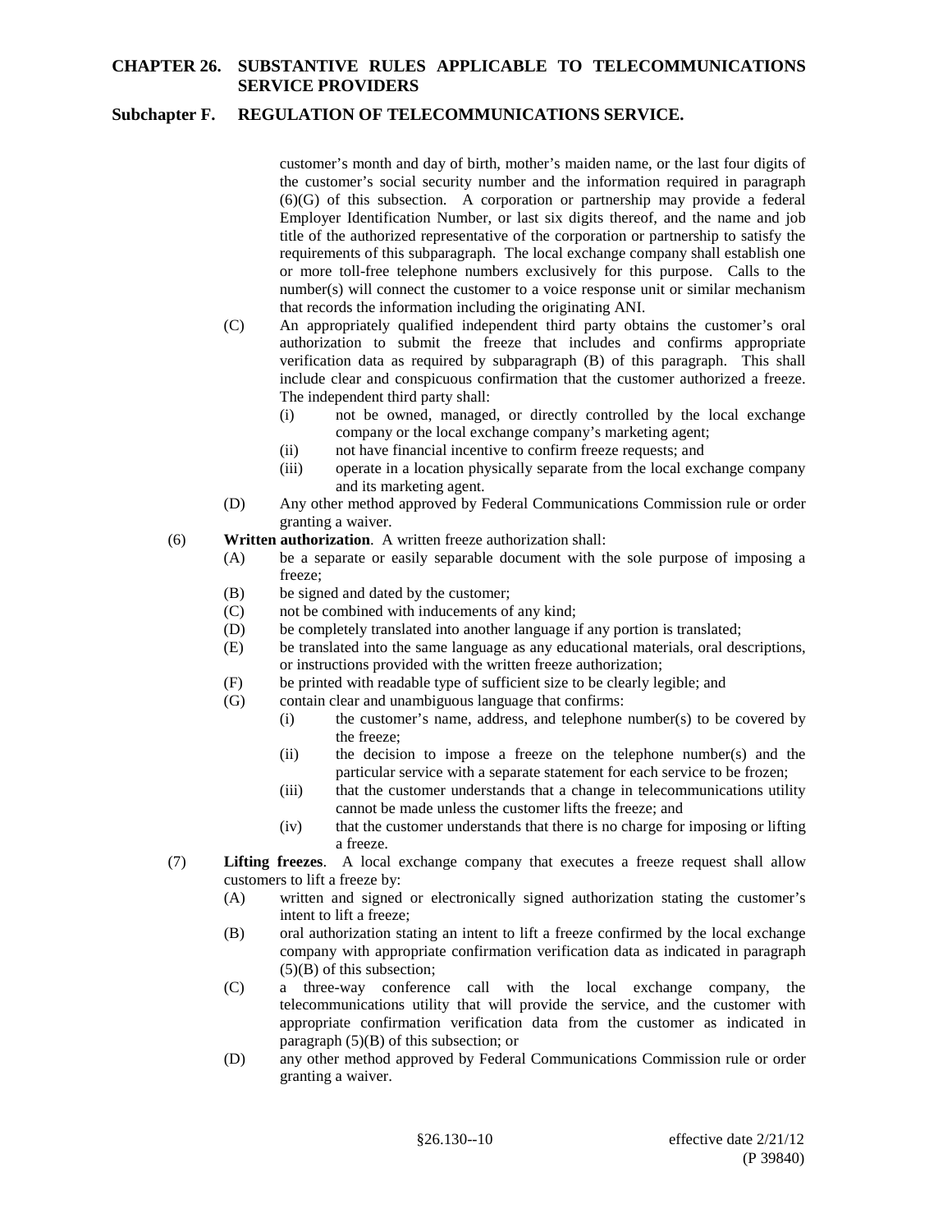customer's month and day of birth, mother's maiden name, or the last four digits of the customer's social security number and the information required in paragraph (6)(G) of this subsection. A corporation or partnership may provide a federal Employer Identification Number, or last six digits thereof, and the name and job title of the authorized representative of the corporation or partnership to satisfy the requirements of this subparagraph. The local exchange company shall establish one or more toll-free telephone numbers exclusively for this purpose. Calls to the number(s) will connect the customer to a voice response unit or similar mechanism that records the information including the originating ANI.

(C) An appropriately qualified independent third party obtains the customer's oral authorization to submit the freeze that includes and confirms appropriate verification data as required by subparagraph (B) of this paragraph. This shall include clear and conspicuous confirmation that the customer authorized a freeze. The independent third party shall:

(i) not be owned, managed, or directly controlled by the local exchange company or the local exchange company's marketing agent;

(ii) not have financial incentive to confirm freeze requests; and

(iii) operate in a location physically separate from the local exchange company and its marketing agent.

(D) Any other method approved by Federal Communications Commission rule or order granting a waiver.

(6) **Written authorization**. A written freeze authorization shall:

(A) be a separate or easily separable document with the sole purpose of imposing a freeze;

(B) be signed and dated by the customer;

(C) not be combined with inducements of any kind;

(D) be completely translated into another language if any portion is translated;

(E) be translated into the same language as any educational materials, oral descriptions, or instructions provided with the written freeze authorization;

(F) be printed with readable type of sufficient size to be clearly legible; and

(G) contain clear and unambiguous language that confirms:

(i) the customer's name, address, and telephone number(s) to be covered by the freeze;

(ii) the decision to impose a freeze on the telephone number(s) and the particular service with a separate statement for each service to be frozen;

(iii) that the customer understands that a change in telecommunications utility cannot be made unless the customer lifts the freeze; and

(iv) that the customer understands that there is no charge for imposing or lifting a freeze.

(7) **Lifting freezes**. A local exchange company that executes a freeze request shall allow customers to lift a freeze by:

(A) written and signed or electronically signed authorization stating the customer's intent to lift a freeze;

(B) oral authorization stating an intent to lift a freeze confirmed by the local exchange company with appropriate confirmation verification data as indicated in paragraph (5)(B) of this subsection;

(C) a three-way conference call with the local exchange company, the telecommunications utility that will provide the service, and the customer with appropriate confirmation verification data from the customer as indicated in paragraph (5)(B) of this subsection; or

(D) any other method approved by Federal Communications Commission rule or order granting a waiver.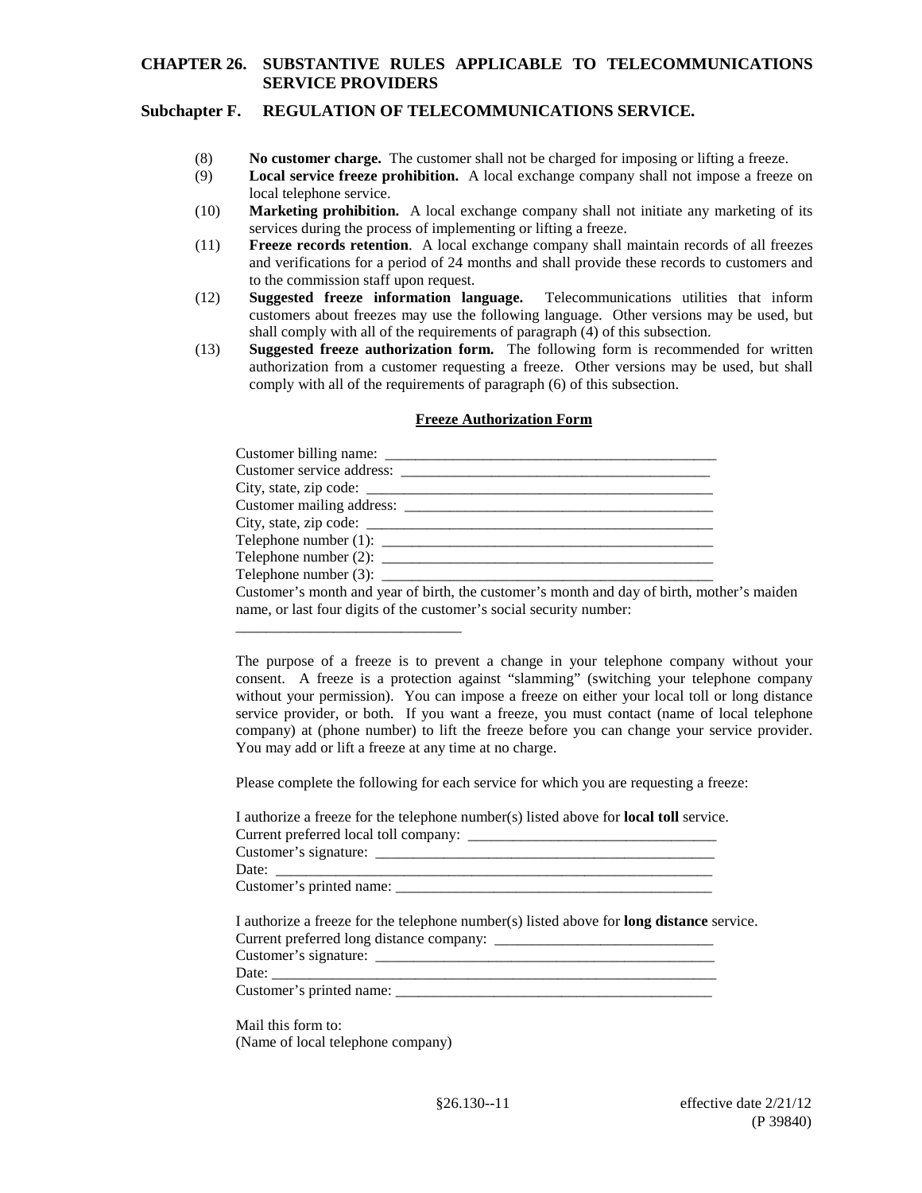(8) **No customer charge.** The customer shall not be charged for imposing or lifting a freeze.

(9) **Local service freeze prohibition.** A local exchange company shall not impose a freeze on local telephone service.

(10) **Marketing prohibition.** A local exchange company shall not initiate any marketing of its services during the process of implementing or lifting a freeze.

(11) **Freeze records retention**. A local exchange company shall maintain records of all freezes and verifications for a period of 24 months and shall provide these records to customers and to the commission staff upon request.

(12) **Suggested freeze information language.** Telecommunications utilities that inform customers about freezes may use the following language. Other versions may be used, but shall comply with all of the requirements of paragraph (4) of this subsection.

(13) **Suggested freeze authorization form.** The following form is recommended for written authorization from a customer requesting a freeze. Other versions may be used, but shall comply with all of the requirements of paragraph (6) of this subsection.

**Freeze Authorization Form**

Customer billing name: ____________________________________________
Customer service address: __________________________________________
City, state, zip code: ______________________________________________
Customer mailing address: __________________________________________
City, state, zip code: ______________________________________________
Telephone number (1): _____________________________________________
Telephone number (2): _____________________________________________
Telephone number (3): _____________________________________________
Customer's month and year of birth, the customer's month and day of birth, mother's maiden name, or last four digits of the customer's social security number:
_____________________________

The purpose of a freeze is to prevent a change in your telephone company without your consent. A freeze is a protection against "slamming" (switching your telephone company without your permission). You can impose a freeze on either your local toll or long distance service provider, or both. If you want a freeze, you must contact (name of local telephone company) at (phone number) to lift the freeze before you can change your service provider. You may add or lift a freeze at any time at no charge.

Please complete the following for each service for which you are requesting a freeze:

I authorize a freeze for the telephone number(s) listed above for **local toll** service.
Current preferred local toll company: ________________________________
Customer's signature: _______________________________________________
Date: ____________________________________________________________
Customer's printed name: ___________________________________________

I authorize a freeze for the telephone number(s) listed above for **long distance** service.
Current preferred long distance company: _____________________________
Customer's signature: _______________________________________________
Date: ____________________________________________________________
Customer's printed name: ___________________________________________

Mail this form to:
(Name of local telephone company)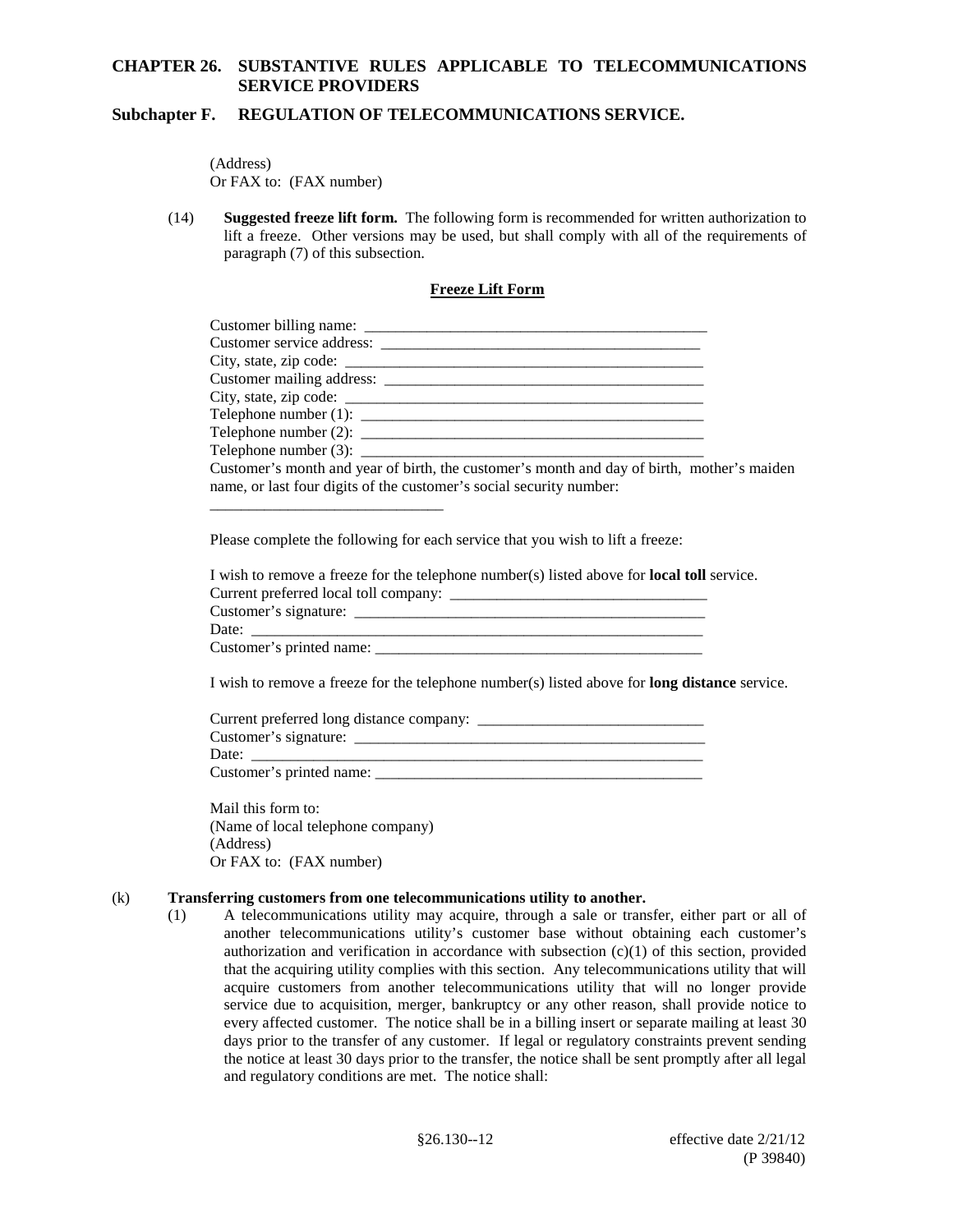(Address)
Or FAX to: (FAX number)

(14) **Suggested freeze lift form.** The following form is recommended for written authorization to lift a freeze. Other versions may be used, but shall comply with all of the requirements of paragraph (7) of this subsection.

**Freeze Lift Form**

Customer billing name: ____________________________________________
Customer service address: ___________________________________________
City, state, zip code: _______________________________________________
Customer mailing address: ___________________________________________
City, state, zip code: _______________________________________________
Telephone number (1): ______________________________________________
Telephone number (2): ______________________________________________
Telephone number (3): ______________________________________________
Customer's month and year of birth, the customer's month and day of birth, mother's maiden name, or last four digits of the customer's social security number:
______________________________

Please complete the following for each service that you wish to lift a freeze:

I wish to remove a freeze for the telephone number(s) listed above for **local toll** service.
Current preferred local toll company: __________________________________
Customer's signature: _______________________________________________
Date: ___________________________________________________________
Customer's printed name: ____________________________________________

I wish to remove a freeze for the telephone number(s) listed above for **long distance** service.

Current preferred long distance company: ______________________________
Customer's signature: _______________________________________________
Date: ___________________________________________________________
Customer's printed name: ____________________________________________

Mail this form to:
(Name of local telephone company)
(Address)
Or FAX to: (FAX number)

(k) **Transferring customers from one telecommunications utility to another.**

(1) A telecommunications utility may acquire, through a sale or transfer, either part or all of another telecommunications utility's customer base without obtaining each customer's authorization and verification in accordance with subsection (c)(1) of this section, provided that the acquiring utility complies with this section. Any telecommunications utility that will acquire customers from another telecommunications utility that will no longer provide service due to acquisition, merger, bankruptcy or any other reason, shall provide notice to every affected customer. The notice shall be in a billing insert or separate mailing at least 30 days prior to the transfer of any customer. If legal or regulatory constraints prevent sending the notice at least 30 days prior to the transfer, the notice shall be sent promptly after all legal and regulatory conditions are met. The notice shall: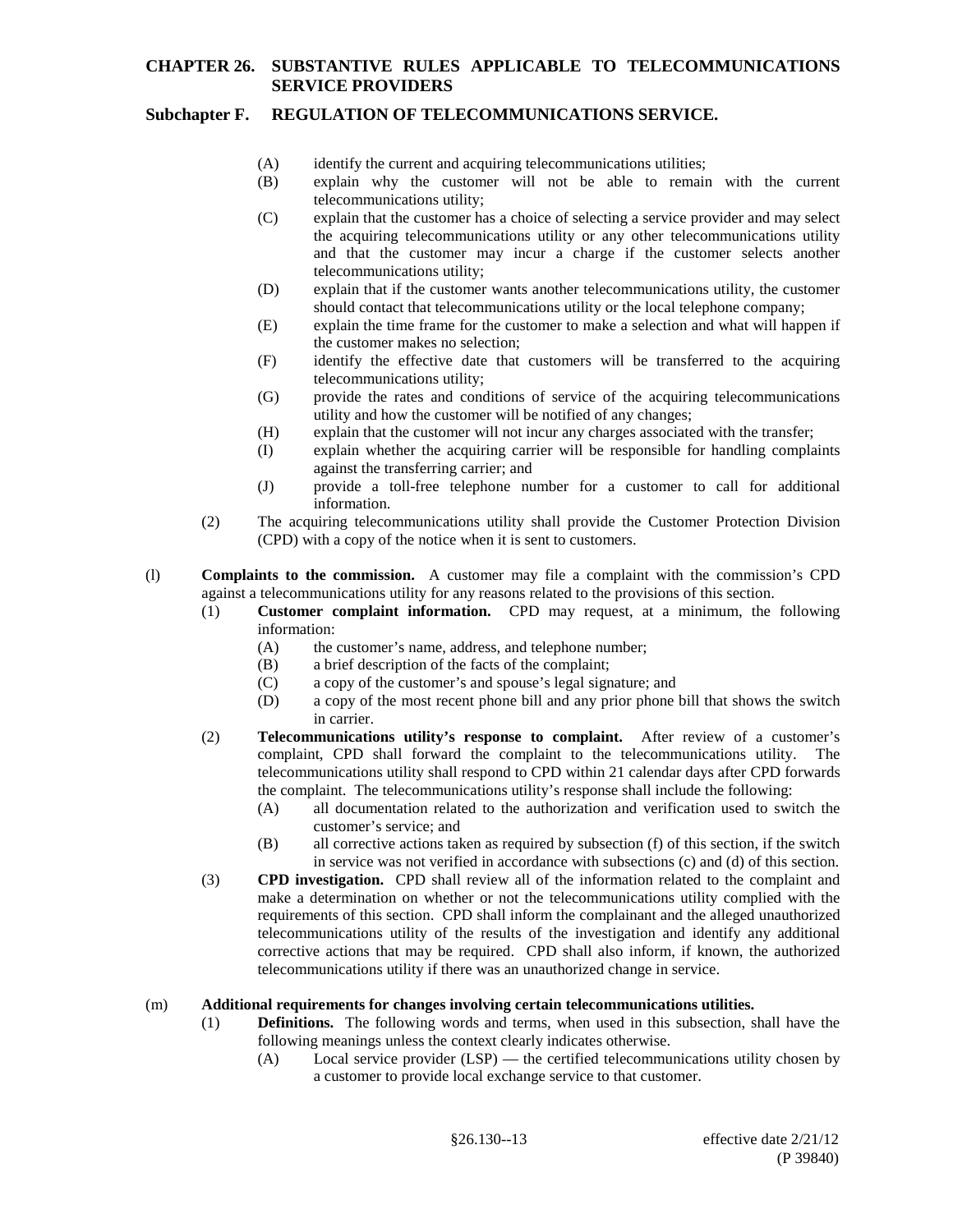(A) identify the current and acquiring telecommunications utilities;
(B) explain why the customer will not be able to remain with the current telecommunications utility;
(C) explain that the customer has a choice of selecting a service provider and may select the acquiring telecommunications utility or any other telecommunications utility and that the customer may incur a charge if the customer selects another telecommunications utility;
(D) explain that if the customer wants another telecommunications utility, the customer should contact that telecommunications utility or the local telephone company;
(E) explain the time frame for the customer to make a selection and what will happen if the customer makes no selection;
(F) identify the effective date that customers will be transferred to the acquiring telecommunications utility;
(G) provide the rates and conditions of service of the acquiring telecommunications utility and how the customer will be notified of any changes;
(H) explain that the customer will not incur any charges associated with the transfer;
(I) explain whether the acquiring carrier will be responsible for handling complaints against the transferring carrier; and
(J) provide a toll-free telephone number for a customer to call for additional information.

(2) The acquiring telecommunications utility shall provide the Customer Protection Division (CPD) with a copy of the notice when it is sent to customers.

(l) **Complaints to the commission.** A customer may file a complaint with the commission's CPD against a telecommunications utility for any reasons related to the provisions of this section.

(1) **Customer complaint information.** CPD may request, at a minimum, the following information:
(A) the customer's name, address, and telephone number;
(B) a brief description of the facts of the complaint;
(C) a copy of the customer's and spouse's legal signature; and
(D) a copy of the most recent phone bill and any prior phone bill that shows the switch in carrier.

(2) **Telecommunications utility's response to complaint.** After review of a customer's complaint, CPD shall forward the complaint to the telecommunications utility. The telecommunications utility shall respond to CPD within 21 calendar days after CPD forwards the complaint. The telecommunications utility's response shall include the following:
(A) all documentation related to the authorization and verification used to switch the customer's service; and
(B) all corrective actions taken as required by subsection (f) of this section, if the switch in service was not verified in accordance with subsections (c) and (d) of this section.

(3) **CPD investigation.** CPD shall review all of the information related to the complaint and make a determination on whether or not the telecommunications utility complied with the requirements of this section. CPD shall inform the complainant and the alleged unauthorized telecommunications utility of the results of the investigation and identify any additional corrective actions that may be required. CPD shall also inform, if known, the authorized telecommunications utility if there was an unauthorized change in service.

(m) **Additional requirements for changes involving certain telecommunications utilities.**

(1) **Definitions.** The following words and terms, when used in this subsection, shall have the following meanings unless the context clearly indicates otherwise.
(A) Local service provider (LSP) — the certified telecommunications utility chosen by a customer to provide local exchange service to that customer.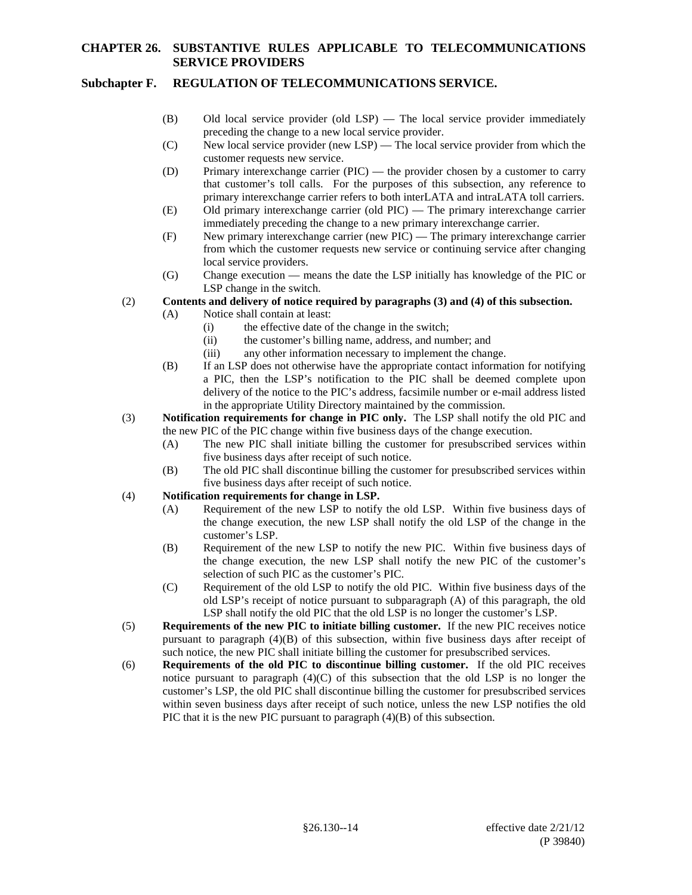(B) Old local service provider (old LSP) — The local service provider immediately preceding the change to a new local service provider.

(C) New local service provider (new LSP) — The local service provider from which the customer requests new service.

(D) Primary interexchange carrier (PIC) — the provider chosen by a customer to carry that customer's toll calls. For the purposes of this subsection, any reference to primary interexchange carrier refers to both interLATA and intraLATA toll carriers.

(E) Old primary interexchange carrier (old PIC) — The primary interexchange carrier immediately preceding the change to a new primary interexchange carrier.

(F) New primary interexchange carrier (new PIC) — The primary interexchange carrier from which the customer requests new service or continuing service after changing local service providers.

(G) Change execution — means the date the LSP initially has knowledge of the PIC or LSP change in the switch.

(2) **Contents and delivery of notice required by paragraphs (3) and (4) of this subsection.**

(A) Notice shall contain at least:

(i) the effective date of the change in the switch;

(ii) the customer's billing name, address, and number; and

(iii) any other information necessary to implement the change.

(B) If an LSP does not otherwise have the appropriate contact information for notifying a PIC, then the LSP's notification to the PIC shall be deemed complete upon delivery of the notice to the PIC's address, facsimile number or e-mail address listed in the appropriate Utility Directory maintained by the commission.

(3) **Notification requirements for change in PIC only.** The LSP shall notify the old PIC and the new PIC of the PIC change within five business days of the change execution.

(A) The new PIC shall initiate billing the customer for presubscribed services within five business days after receipt of such notice.

(B) The old PIC shall discontinue billing the customer for presubscribed services within five business days after receipt of such notice.

(4) **Notification requirements for change in LSP.**

(A) Requirement of the new LSP to notify the old LSP. Within five business days of the change execution, the new LSP shall notify the old LSP of the change in the customer's LSP.

(B) Requirement of the new LSP to notify the new PIC. Within five business days of the change execution, the new LSP shall notify the new PIC of the customer's selection of such PIC as the customer's PIC.

(C) Requirement of the old LSP to notify the old PIC. Within five business days of the old LSP's receipt of notice pursuant to subparagraph (A) of this paragraph, the old LSP shall notify the old PIC that the old LSP is no longer the customer's LSP.

(5) **Requirements of the new PIC to initiate billing customer.** If the new PIC receives notice pursuant to paragraph (4)(B) of this subsection, within five business days after receipt of such notice, the new PIC shall initiate billing the customer for presubscribed services.

(6) **Requirements of the old PIC to discontinue billing customer.** If the old PIC receives notice pursuant to paragraph (4)(C) of this subsection that the old LSP is no longer the customer's LSP, the old PIC shall discontinue billing the customer for presubscribed services within seven business days after receipt of such notice, unless the new LSP notifies the old PIC that it is the new PIC pursuant to paragraph (4)(B) of this subsection.